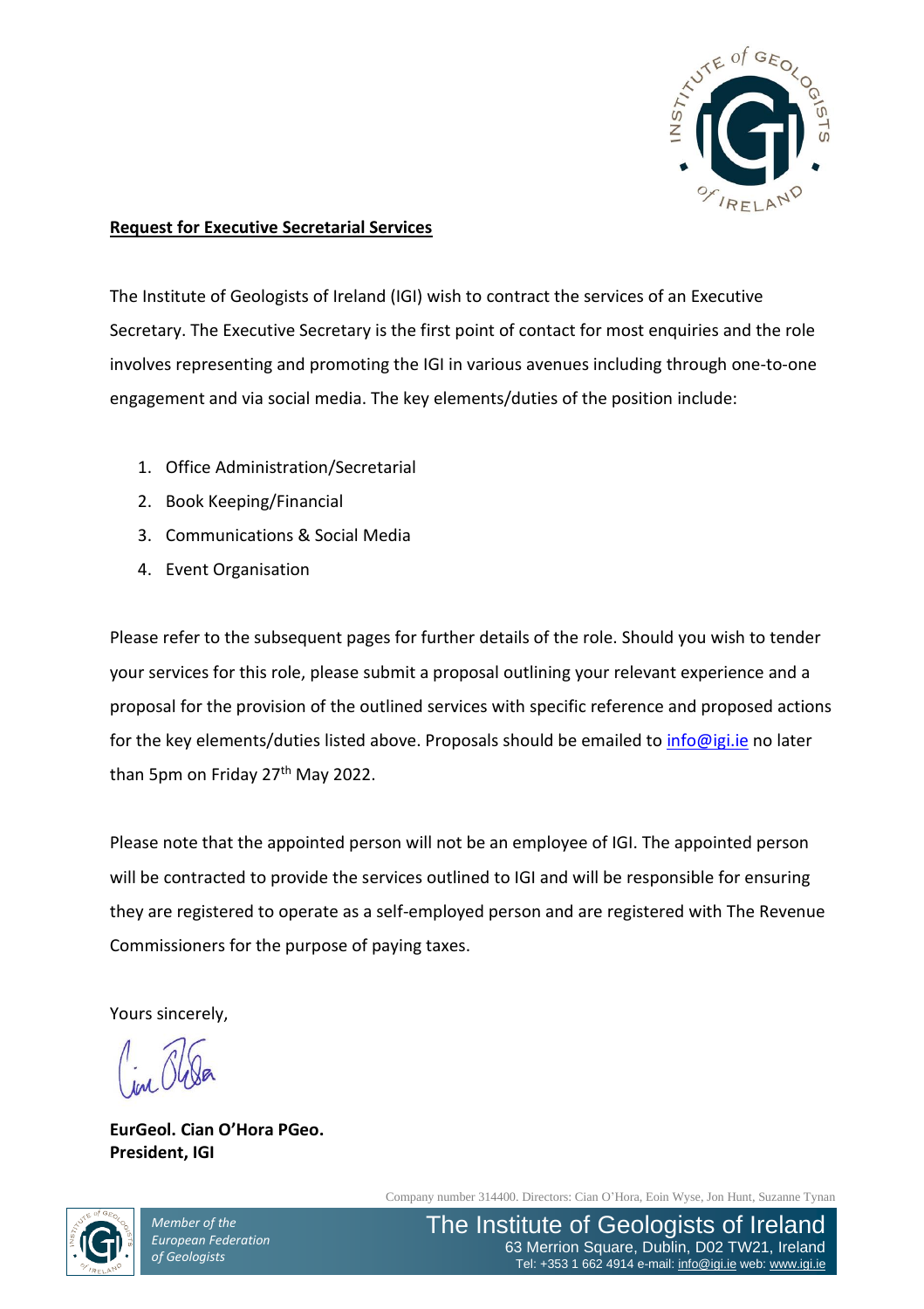**Request for Executive Secretarial Services**

The Institute of Geologists of Ireland (IGI) wish to contract the services of an Executive Secretary. The Executive Secretary is the first point of contact for most enquiries and the role involves representing and promoting the IGI in various avenues including through one-to-one engagement and via social media. The key elements/duties of the position include:

1. Office Administration/Secretarial
2. Book Keeping/Financial
3. Communications & Social Media
4. Event Organisation

Please refer to the subsequent pages for further details of the role. Should you wish to tender your services for this role, please submit a proposal outlining your relevant experience and a proposal for the provision of the outlined services with specific reference and proposed actions for the key elements/duties listed above. Proposals should be emailed to info@igi.ie no later than 5pm on Friday 27th May 2022.

Please note that the appointed person will not be an employee of IGI. The appointed person will be contracted to provide the services outlined to IGI and will be responsible for ensuring they are registered to operate as a self-employed person and are registered with The Revenue Commissioners for the purpose of paying taxes.

Yours sincerely,

**EurGeol. Cian O'Hora PGeo.**
**President, IGI**

Company number 314400. Directors: Cian O'Hora, Eoin Wyse, Jon Hunt, Suzanne Tynan

*Member of the European Federation of Geologists*

The Institute of Geologists of Ireland
63 Merrion Square, Dublin, D02 TW21, Ireland
Tel: +353 1 662 4914 e-mail: info@igi.ie web: www.igi.ie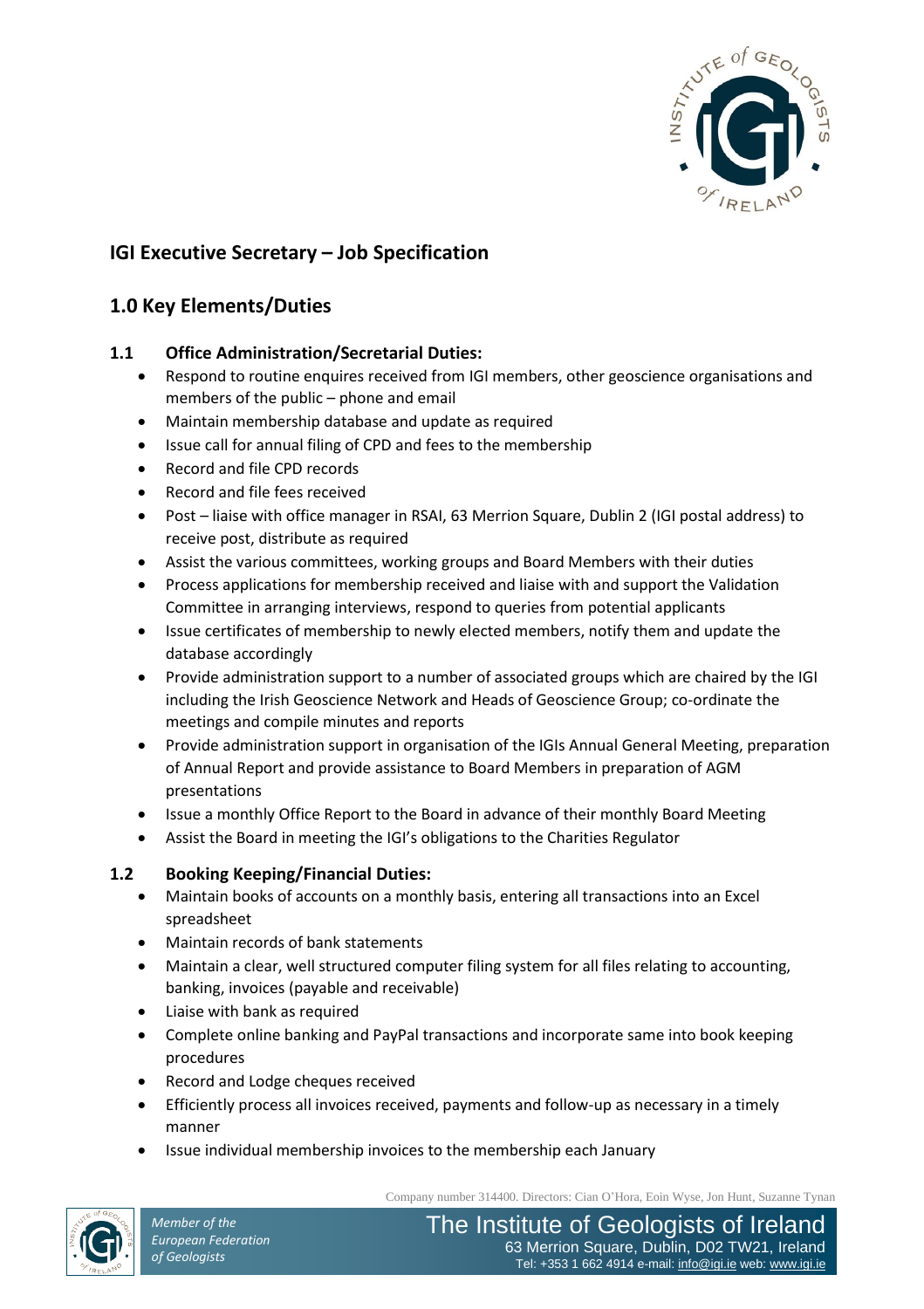## IGI Executive Secretary – Job Specification

## 1.0 Key Elements/Duties

### 1.1 Office Administration/Secretarial Duties:

- Respond to routine enquires received from IGI members, other geoscience organisations and members of the public – phone and email
- Maintain membership database and update as required
- Issue call for annual filing of CPD and fees to the membership
- Record and file CPD records
- Record and file fees received
- Post – liaise with office manager in RSAI, 63 Merrion Square, Dublin 2 (IGI postal address) to receive post, distribute as required
- Assist the various committees, working groups and Board Members with their duties
- Process applications for membership received and liaise with and support the Validation Committee in arranging interviews, respond to queries from potential applicants
- Issue certificates of membership to newly elected members, notify them and update the database accordingly
- Provide administration support to a number of associated groups which are chaired by the IGI including the Irish Geoscience Network and Heads of Geoscience Group; co-ordinate the meetings and compile minutes and reports
- Provide administration support in organisation of the IGIs Annual General Meeting, preparation of Annual Report and provide assistance to Board Members in preparation of AGM presentations
- Issue a monthly Office Report to the Board in advance of their monthly Board Meeting
- Assist the Board in meeting the IGI's obligations to the Charities Regulator

### 1.2 Booking Keeping/Financial Duties:

- Maintain books of accounts on a monthly basis, entering all transactions into an Excel spreadsheet
- Maintain records of bank statements
- Maintain a clear, well structured computer filing system for all files relating to accounting, banking, invoices (payable and receivable)
- Liaise with bank as required
- Complete online banking and PayPal transactions and incorporate same into book keeping procedures
- Record and Lodge cheques received
- Efficiently process all invoices received, payments and follow-up as necessary in a timely manner
- Issue individual membership invoices to the membership each January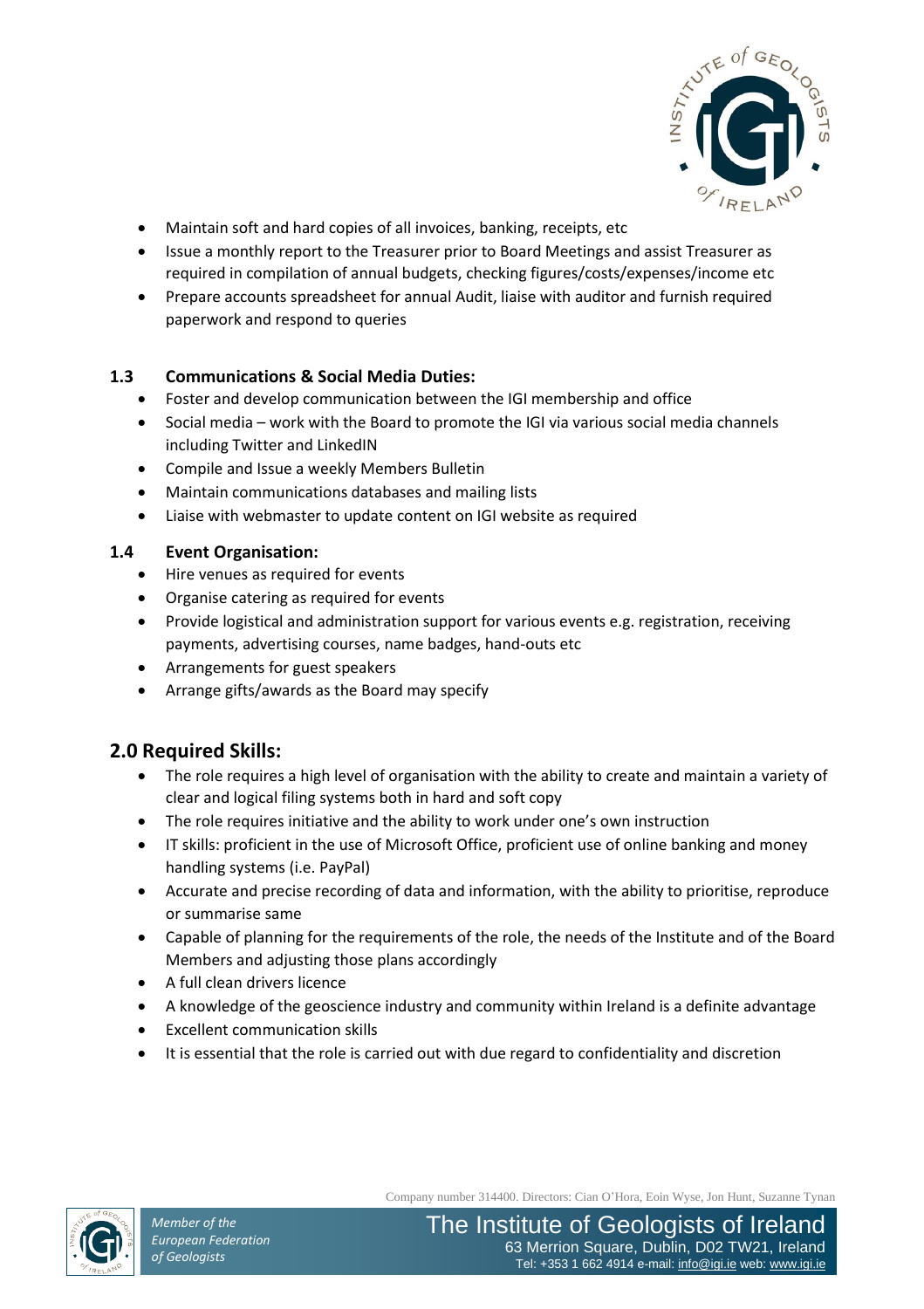- Maintain soft and hard copies of all invoices, banking, receipts, etc
- Issue a monthly report to the Treasurer prior to Board Meetings and assist Treasurer as required in compilation of annual budgets, checking figures/costs/expenses/income etc
- Prepare accounts spreadsheet for annual Audit, liaise with auditor and furnish required paperwork and respond to queries

### 1.3 Communications & Social Media Duties:

- Foster and develop communication between the IGI membership and office
- Social media – work with the Board to promote the IGI via various social media channels including Twitter and LinkedIN
- Compile and Issue a weekly Members Bulletin
- Maintain communications databases and mailing lists
- Liaise with webmaster to update content on IGI website as required

### 1.4 Event Organisation:

- Hire venues as required for events
- Organise catering as required for events
- Provide logistical and administration support for various events e.g. registration, receiving payments, advertising courses, name badges, hand-outs etc
- Arrangements for guest speakers
- Arrange gifts/awards as the Board may specify

## 2.0 Required Skills:

- The role requires a high level of organisation with the ability to create and maintain a variety of clear and logical filing systems both in hard and soft copy
- The role requires initiative and the ability to work under one's own instruction
- IT skills: proficient in the use of Microsoft Office, proficient use of online banking and money handling systems (i.e. PayPal)
- Accurate and precise recording of data and information, with the ability to prioritise, reproduce or summarise same
- Capable of planning for the requirements of the role, the needs of the Institute and of the Board Members and adjusting those plans accordingly
- A full clean drivers licence
- A knowledge of the geoscience industry and community within Ireland is a definite advantage
- Excellent communication skills
- It is essential that the role is carried out with due regard to confidentiality and discretion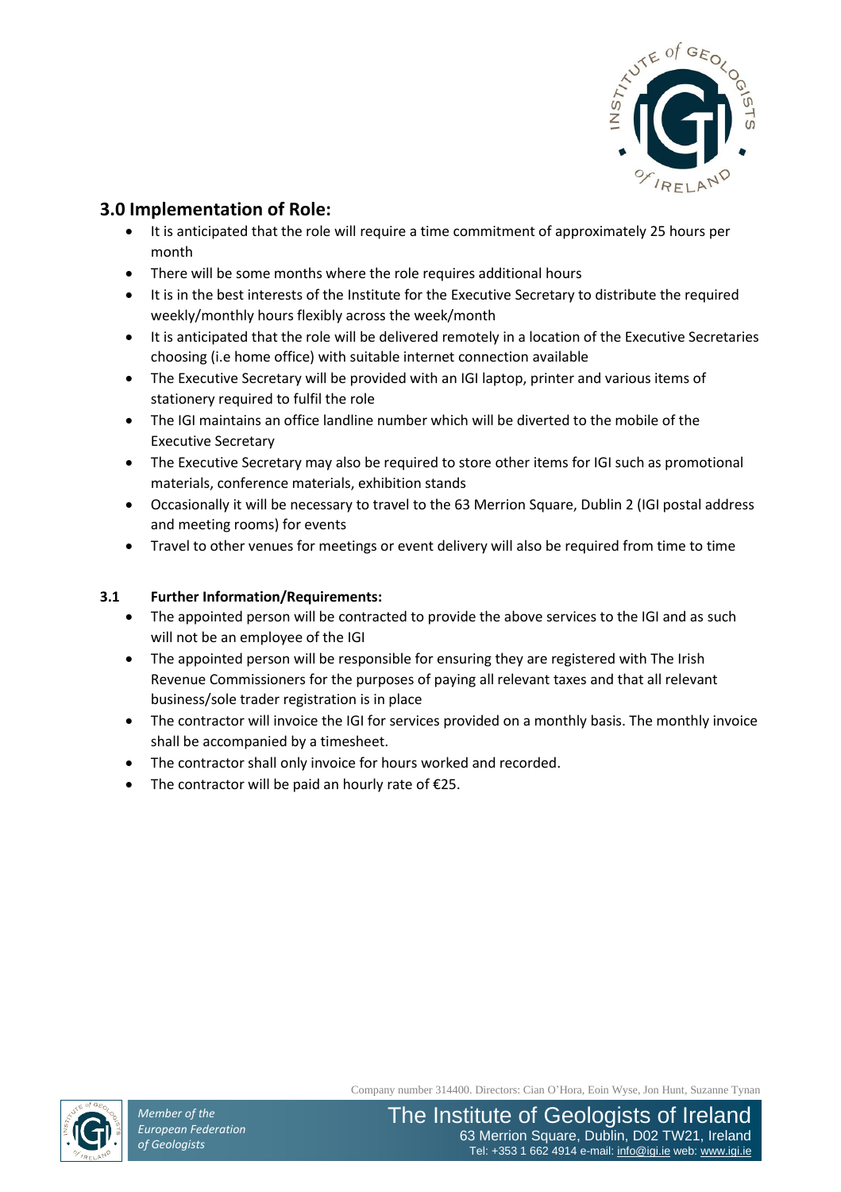## 3.0 Implementation of Role:

- It is anticipated that the role will require a time commitment of approximately 25 hours per month
- There will be some months where the role requires additional hours
- It is in the best interests of the Institute for the Executive Secretary to distribute the required weekly/monthly hours flexibly across the week/month
- It is anticipated that the role will be delivered remotely in a location of the Executive Secretaries choosing (i.e home office) with suitable internet connection available
- The Executive Secretary will be provided with an IGI laptop, printer and various items of stationery required to fulfil the role
- The IGI maintains an office landline number which will be diverted to the mobile of the Executive Secretary
- The Executive Secretary may also be required to store other items for IGI such as promotional materials, conference materials, exhibition stands
- Occasionally it will be necessary to travel to the 63 Merrion Square, Dublin 2 (IGI postal address and meeting rooms) for events
- Travel to other venues for meetings or event delivery will also be required from time to time

### 3.1 Further Information/Requirements:

- The appointed person will be contracted to provide the above services to the IGI and as such will not be an employee of the IGI
- The appointed person will be responsible for ensuring they are registered with The Irish Revenue Commissioners for the purposes of paying all relevant taxes and that all relevant business/sole trader registration is in place
- The contractor will invoice the IGI for services provided on a monthly basis. The monthly invoice shall be accompanied by a timesheet.
- The contractor shall only invoice for hours worked and recorded.
- The contractor will be paid an hourly rate of €25.